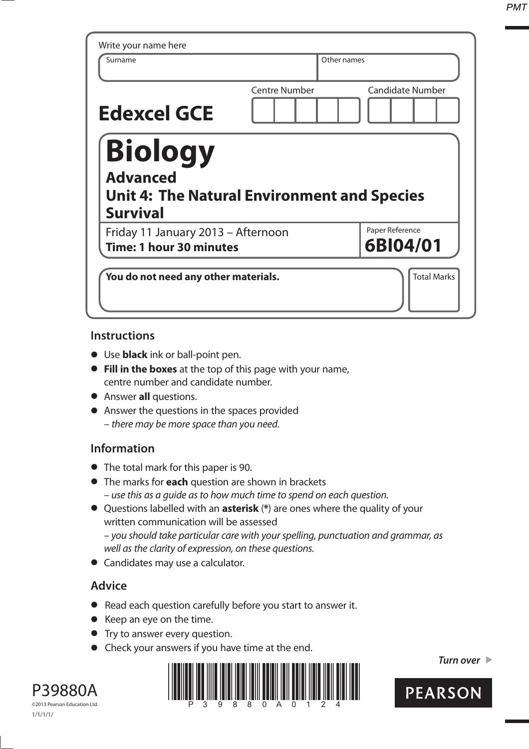Write your name here

| Surname | Other names |
|---|---|
| | |

**Edexcel GCE**

| Centre Number | Candidate Number |
|---|---|
| | |

# Biology

## Advanced
## Unit 4: The Natural Environment and Species Survival

Friday 11 January 2013 – Afternoon
**Time: 1 hour 30 minutes**

Paper Reference
**6BI04/01**

**You do not need any other materials.**

Total Marks

## Instructions

- Use **black** ink or ball-point pen.
- **Fill in the boxes** at the top of this page with your name, centre number and candidate number.
- Answer **all** questions.
- Answer the questions in the spaces provided
  – *there may be more space than you need.*

## Information

- The total mark for this paper is 90.
- The marks for **each** question are shown in brackets
  – *use this as a guide as to how much time to spend on each question.*
- Questions labelled with an **asterisk** (**\***) are ones where the quality of your written communication will be assessed
  – *you should take particular care with your spelling, punctuation and grammar, as well as the clarity of expression, on these questions.*
- Candidates may use a calculator.

## Advice

- Read each question carefully before you start to answer it.
- Keep an eye on the time.
- Try to answer every question.
- Check your answers if you have time at the end.

*Turn over*

P39880A
©2013 Pearson Education Ltd.
1/1/1/1/

PEARSON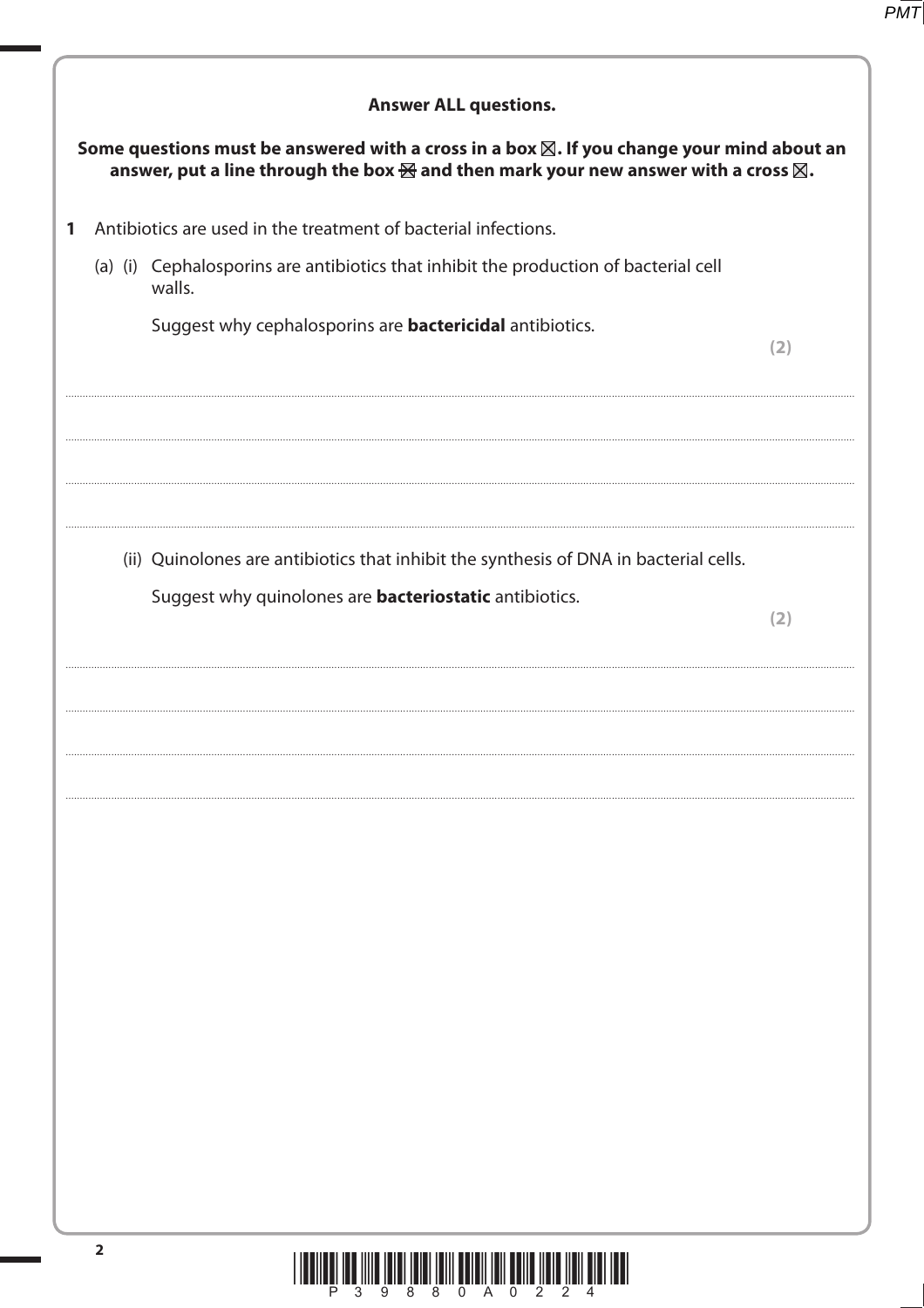**Answer ALL questions.**

**Some questions must be answered with a cross in a box ☒. If you change your mind about an answer, put a line through the box ☒ and then mark your new answer with a cross ☒.**

**1** Antibiotics are used in the treatment of bacterial infections.

(a) (i) Cephalosporins are antibiotics that inhibit the production of bacterial cell walls.

Suggest why cephalosporins are **bactericidal** antibiotics.

**(2)**

..............................................................................................................................................

..............................................................................................................................................

..............................................................................................................................................

..............................................................................................................................................

(ii) Quinolones are antibiotics that inhibit the synthesis of DNA in bacterial cells.

Suggest why quinolones are **bacteriostatic** antibiotics.

**(2)**

..............................................................................................................................................

..............................................................................................................................................

..............................................................................................................................................

..............................................................................................................................................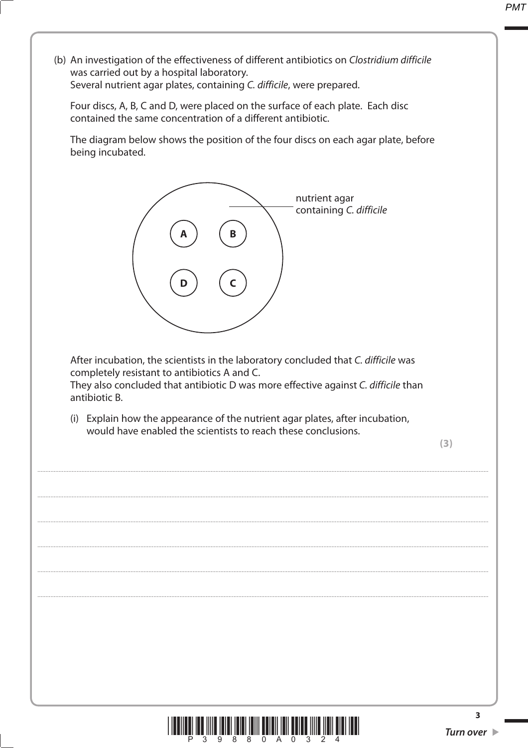(b) An investigation of the effectiveness of different antibiotics on *Clostridium difficile* was carried out by a hospital laboratory.
Several nutrient agar plates, containing *C. difficile*, were prepared.

Four discs, A, B, C and D, were placed on the surface of each plate. Each disc contained the same concentration of a different antibiotic.

The diagram below shows the position of the four discs on each agar plate, before being incubated.

nutrient agar containing *C. difficile*

A B

D C

After incubation, the scientists in the laboratory concluded that *C. difficile* was completely resistant to antibiotics A and C.
They also concluded that antibiotic D was more effective against *C. difficile* than antibiotic B.

(i) Explain how the appearance of the nutrient agar plates, after incubation, would have enabled the scientists to reach these conclusions.

**(3)**

.......................................................................................................................................................................................

.......................................................................................................................................................................................

.......................................................................................................................................................................................

.......................................................................................................................................................................................

.......................................................................................................................................................................................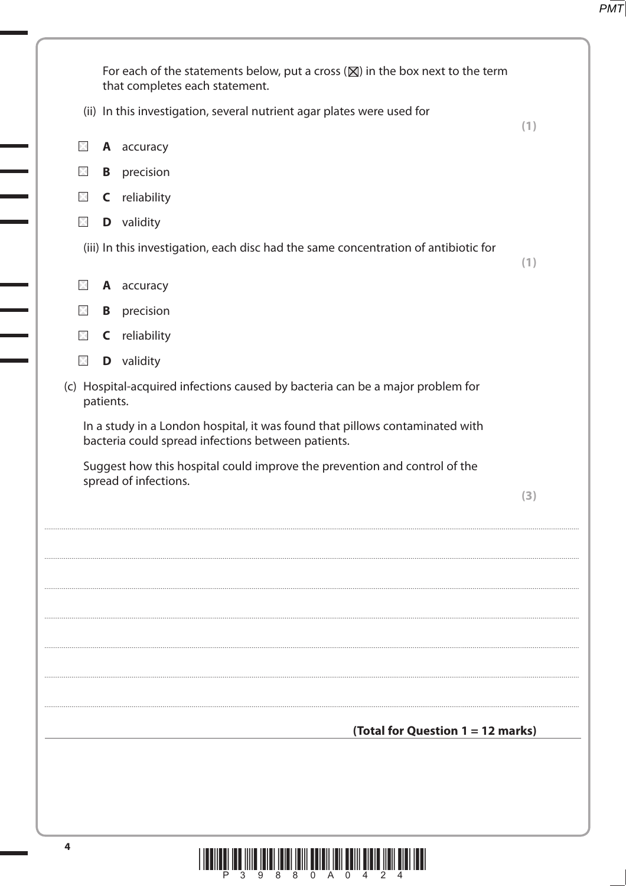For each of the statements below, put a cross (☒) in the box next to the term that completes each statement.

(ii) In this investigation, several nutrient agar plates were used for **(1)**

- ☐ **A** accuracy
- ☐ **B** precision
- ☐ **C** reliability
- ☐ **D** validity

(iii) In this investigation, each disc had the same concentration of antibiotic for **(1)**

- ☐ **A** accuracy
- ☐ **B** precision
- ☐ **C** reliability
- ☐ **D** validity

(c) Hospital-acquired infections caused by bacteria can be a major problem for patients.

In a study in a London hospital, it was found that pillows contaminated with bacteria could spread infections between patients.

Suggest how this hospital could improve the prevention and control of the spread of infections. **(3)**

....................................................................................................................................................................................................................

....................................................................................................................................................................................................................

....................................................................................................................................................................................................................

....................................................................................................................................................................................................................

....................................................................................................................................................................................................................

....................................................................................................................................................................................................................

**(Total for Question 1 = 12 marks)**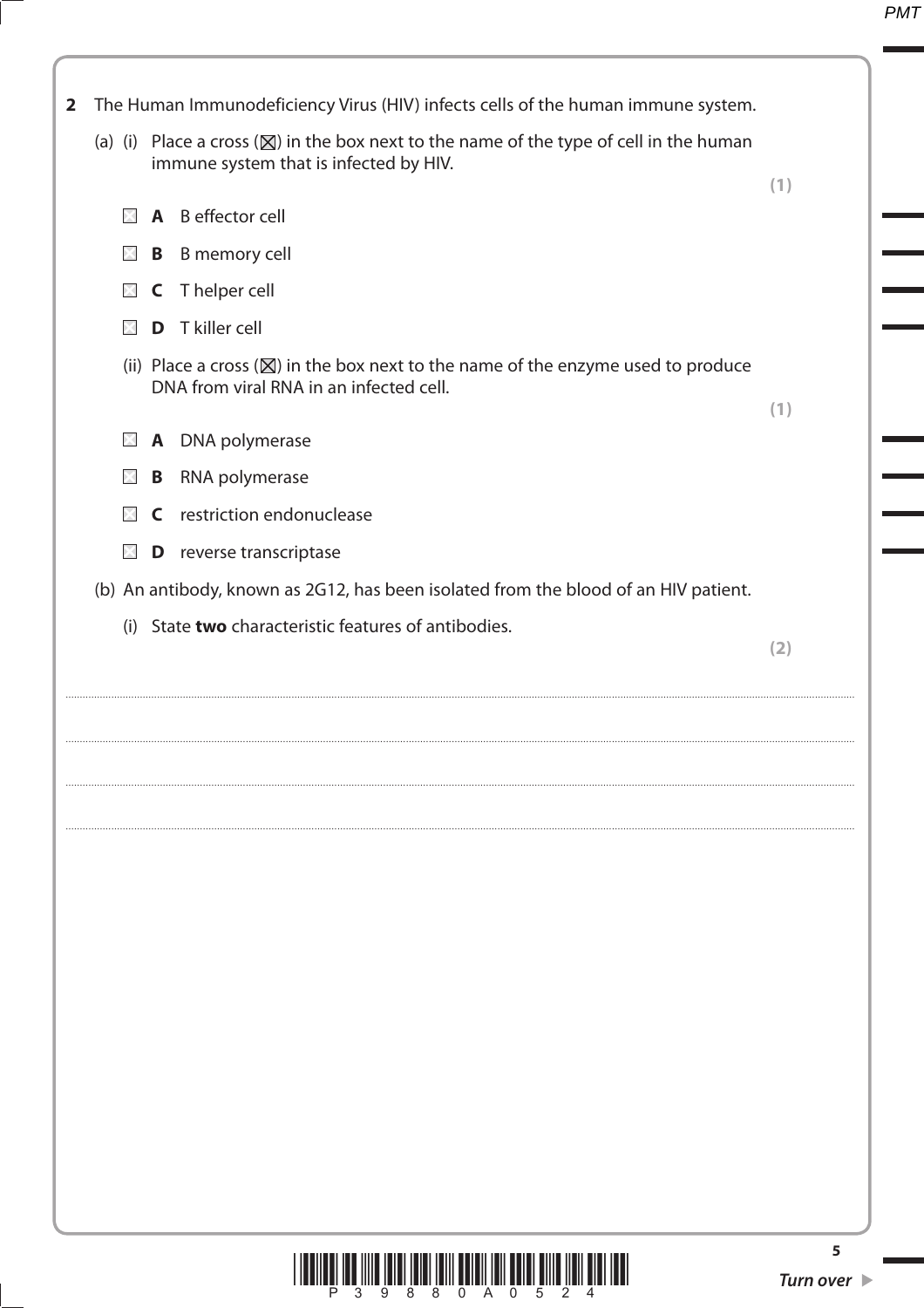**2** The Human Immunodeficiency Virus (HIV) infects cells of the human immune system.

(a) (i) Place a cross (☒) in the box next to the name of the type of cell in the human immune system that is infected by HIV.

**(1)**

☐ **A** B effector cell

☐ **B** B memory cell

☐ **C** T helper cell

☐ **D** T killer cell

(ii) Place a cross (☒) in the box next to the name of the enzyme used to produce DNA from viral RNA in an infected cell.

**(1)**

☐ **A** DNA polymerase

☐ **B** RNA polymerase

☐ **C** restriction endonuclease

☐ **D** reverse transcriptase

(b) An antibody, known as 2G12, has been isolated from the blood of an HIV patient.

(i) State **two** characteristic features of antibodies.

**(2)**

....................................................................................................................................................................................................

....................................................................................................................................................................................................

....................................................................................................................................................................................................

....................................................................................................................................................................................................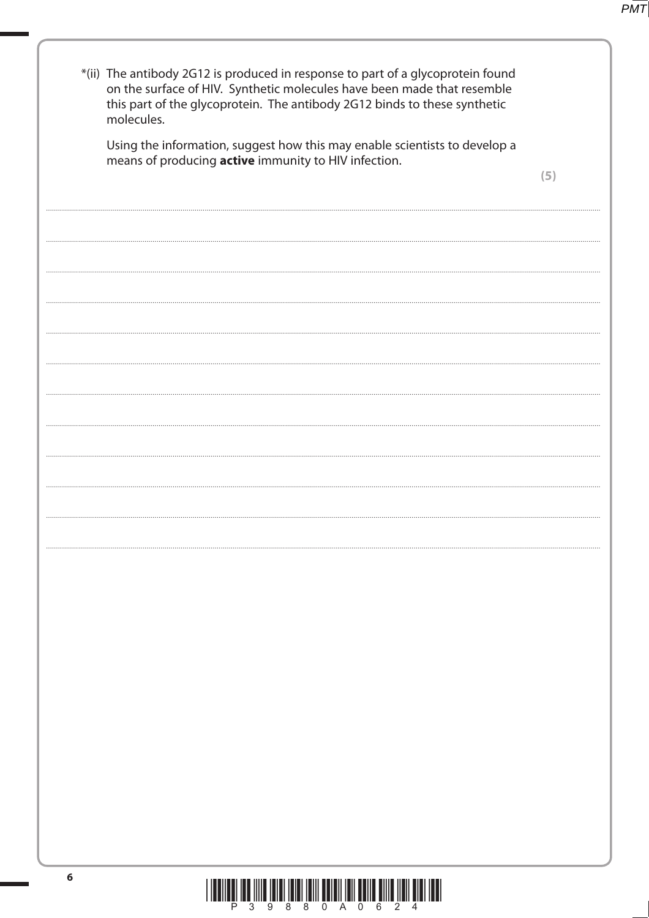*(ii) The antibody 2G12 is produced in response to part of a glycoprotein found on the surface of HIV. Synthetic molecules have been made that resemble this part of the glycoprotein. The antibody 2G12 binds to these synthetic molecules.

Using the information, suggest how this may enable scientists to develop a means of producing **active** immunity to HIV infection.

**(5)**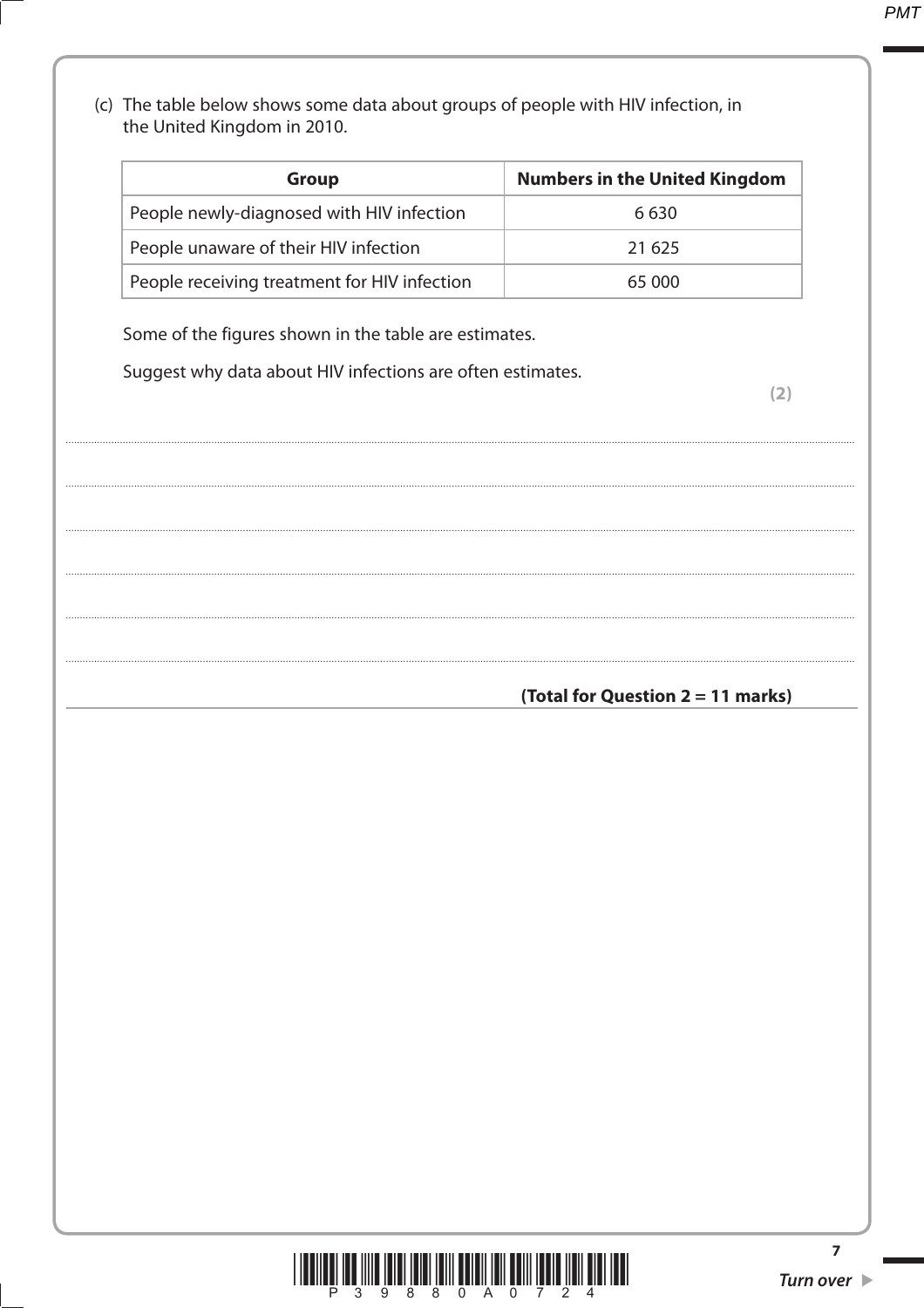(c) The table below shows some data about groups of people with HIV infection, in the United Kingdom in 2010.

| Group | Numbers in the United Kingdom |
| --- | --- |
| People newly-diagnosed with HIV infection | 6 630 |
| People unaware of their HIV infection | 21 625 |
| People receiving treatment for HIV infection | 65 000 |

Some of the figures shown in the table are estimates.

Suggest why data about HIV infections are often estimates.

**(2)**

**(Total for Question 2 = 11 marks)**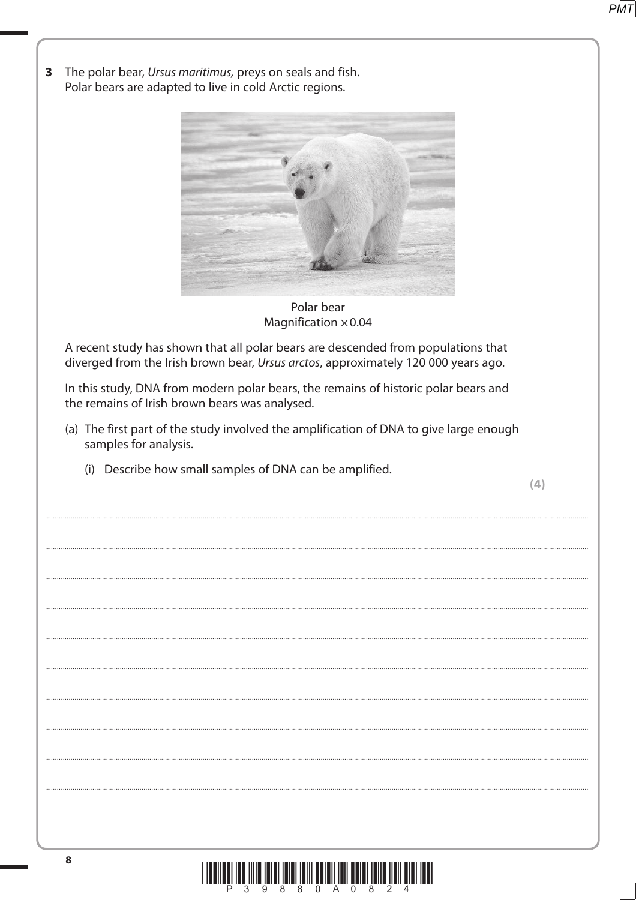**3** The polar bear, *Ursus maritimus,* preys on seals and fish. Polar bears are adapted to live in cold Arctic regions.

Polar bear
Magnification ×0.04

A recent study has shown that all polar bears are descended from populations that diverged from the Irish brown bear, *Ursus arctos*, approximately 120 000 years ago.

In this study, DNA from modern polar bears, the remains of historic polar bears and the remains of Irish brown bears was analysed.

(a) The first part of the study involved the amplification of DNA to give large enough samples for analysis.

(i) Describe how small samples of DNA can be amplified.

**(4)**

...............................................................................................................................................

...............................................................................................................................................

...............................................................................................................................................

...............................................................................................................................................

...............................................................................................................................................

...............................................................................................................................................

...............................................................................................................................................

...............................................................................................................................................

...............................................................................................................................................

...............................................................................................................................................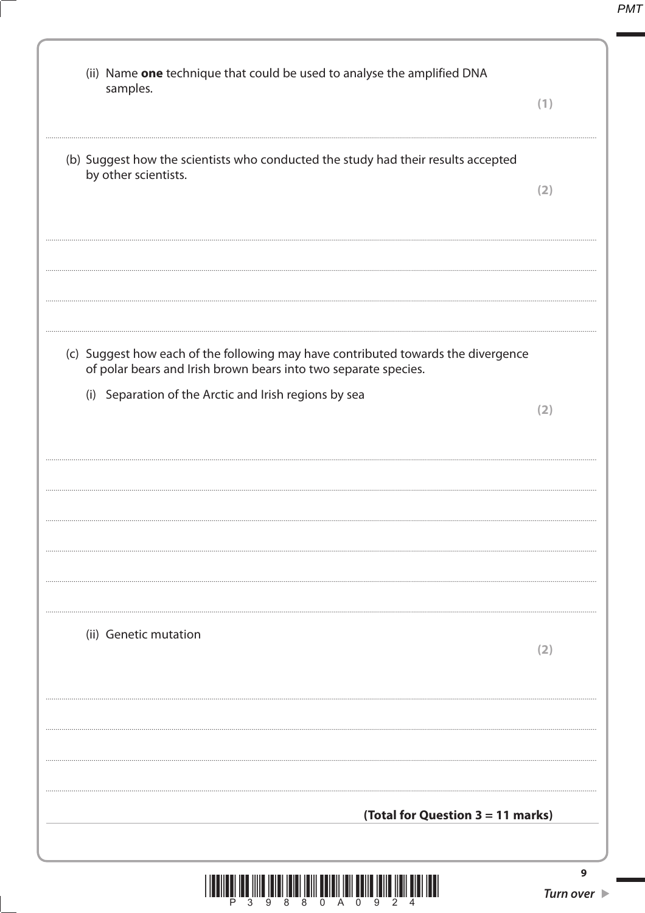(ii) Name **one** technique that could be used to analyse the amplified DNA samples.

**(1)**

.......................................................................................................................................................................................

(b) Suggest how the scientists who conducted the study had their results accepted by other scientists.

**(2)**

.......................................................................................................................................................................................

.......................................................................................................................................................................................

.......................................................................................................................................................................................

(c) Suggest how each of the following may have contributed towards the divergence of polar bears and Irish brown bears into two separate species.

(i) Separation of the Arctic and Irish regions by sea

**(2)**

.......................................................................................................................................................................................

.......................................................................................................................................................................................

.......................................................................................................................................................................................

.......................................................................................................................................................................................

.......................................................................................................................................................................................

(ii) Genetic mutation

**(2)**

.......................................................................................................................................................................................

.......................................................................................................................................................................................

.......................................................................................................................................................................................

**(Total for Question 3 = 11 marks)**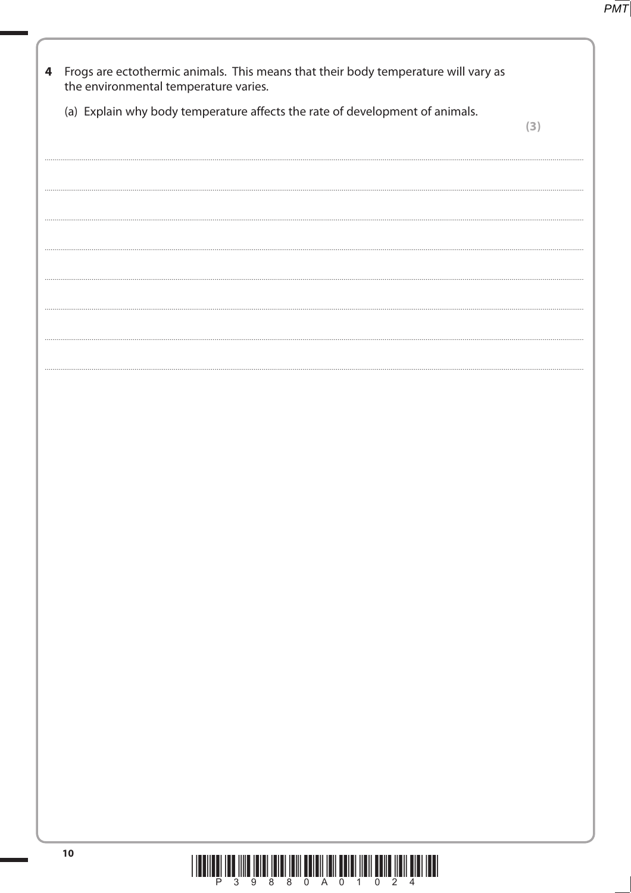**4** Frogs are ectothermic animals. This means that their body temperature will vary as the environmental temperature varies.

(a) Explain why body temperature affects the rate of development of animals.

**(3)**

..............................................................................................................................................................................................................

..............................................................................................................................................................................................................

..............................................................................................................................................................................................................

..............................................................................................................................................................................................................

..............................................................................................................................................................................................................

..............................................................................................................................................................................................................

..............................................................................................................................................................................................................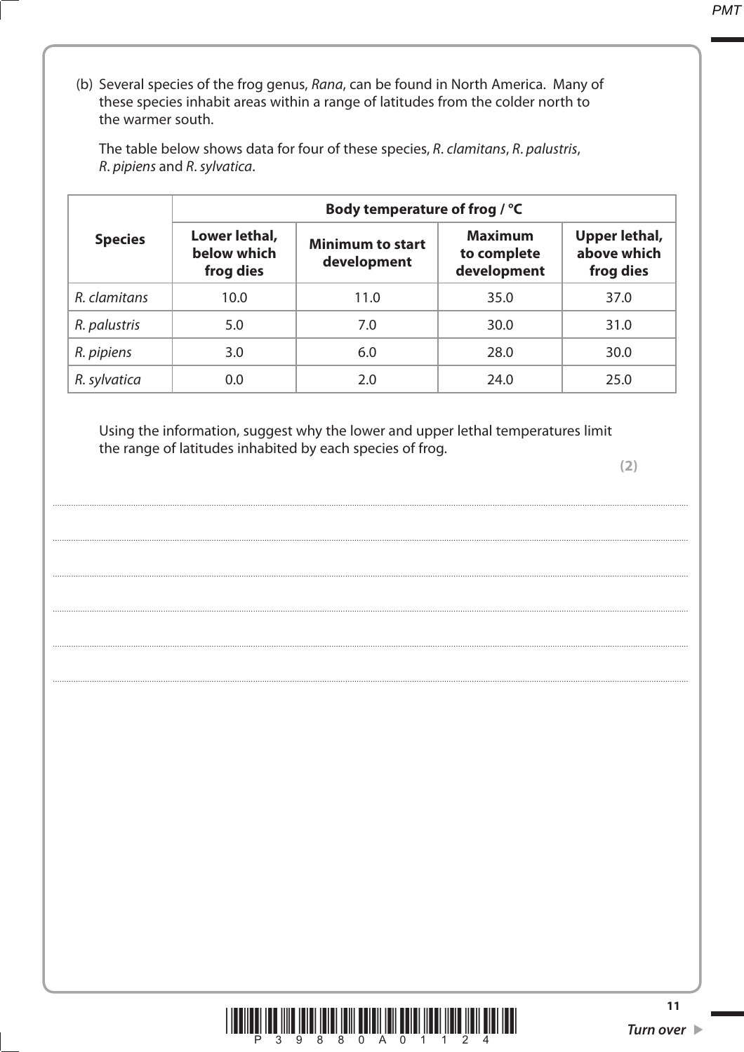(b) Several species of the frog genus, *Rana*, can be found in North America. Many of these species inhabit areas within a range of latitudes from the colder north to the warmer south.

The table below shows data for four of these species, *R. clamitans*, *R. palustris*, *R. pipiens* and *R. sylvatica*.

| Species | Body temperature of frog / °C | | | |
|---|---|---|---|---|
| | Lower lethal, below which frog dies | Minimum to start development | Maximum to complete development | Upper lethal, above which frog dies |
| *R. clamitans* | 10.0 | 11.0 | 35.0 | 37.0 |
| *R. palustris* | 5.0 | 7.0 | 30.0 | 31.0 |
| *R. pipiens* | 3.0 | 6.0 | 28.0 | 30.0 |
| *R. sylvatica* | 0.0 | 2.0 | 24.0 | 25.0 |

Using the information, suggest why the lower and upper lethal temperatures limit the range of latitudes inhabited by each species of frog.

**(2)**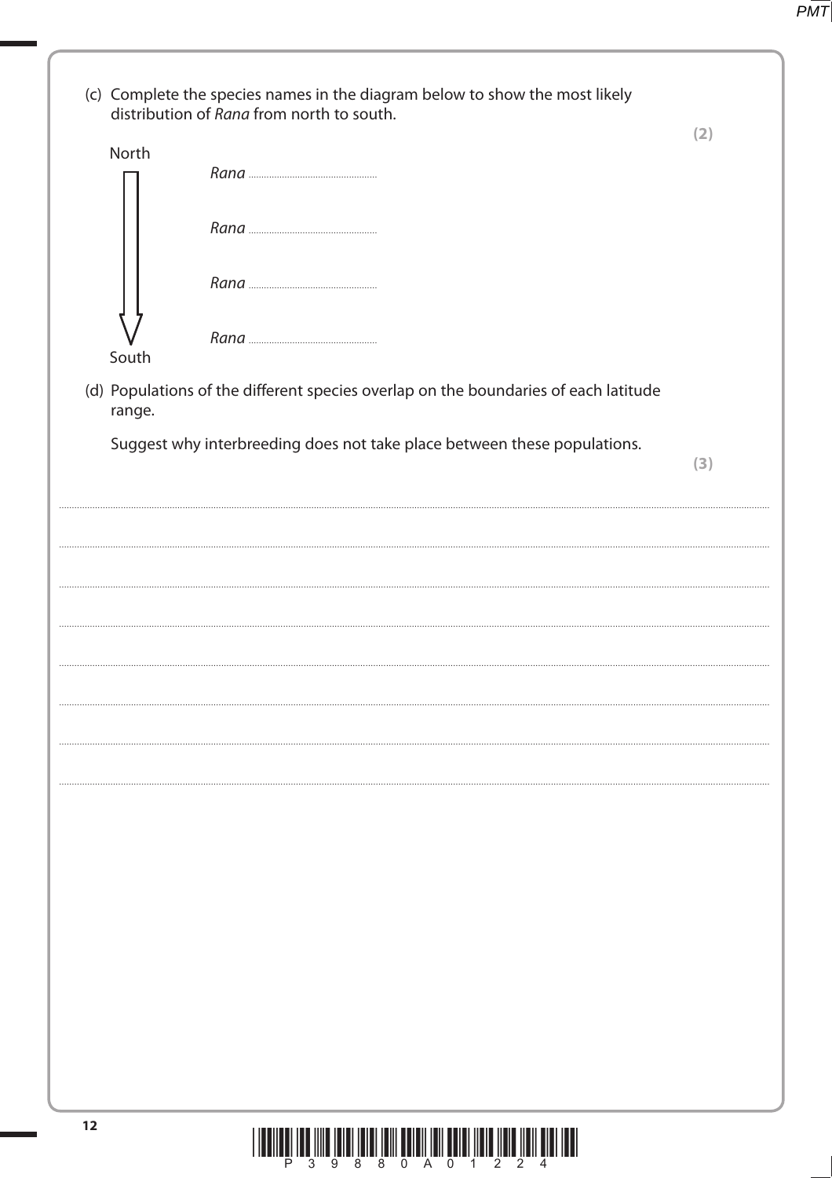(c) Complete the species names in the diagram below to show the most likely distribution of *Rana* from north to south.

**(2)**

North

*Rana* ..................................................

*Rana* ..................................................

*Rana* ..................................................

*Rana* ..................................................

South

(d) Populations of the different species overlap on the boundaries of each latitude range.

Suggest why interbreeding does not take place between these populations.

**(3)**

..................................................................................................................................................................................................................

..................................................................................................................................................................................................................

..................................................................................................................................................................................................................

..................................................................................................................................................................................................................

..................................................................................................................................................................................................................

..................................................................................................................................................................................................................

..................................................................................................................................................................................................................

..................................................................................................................................................................................................................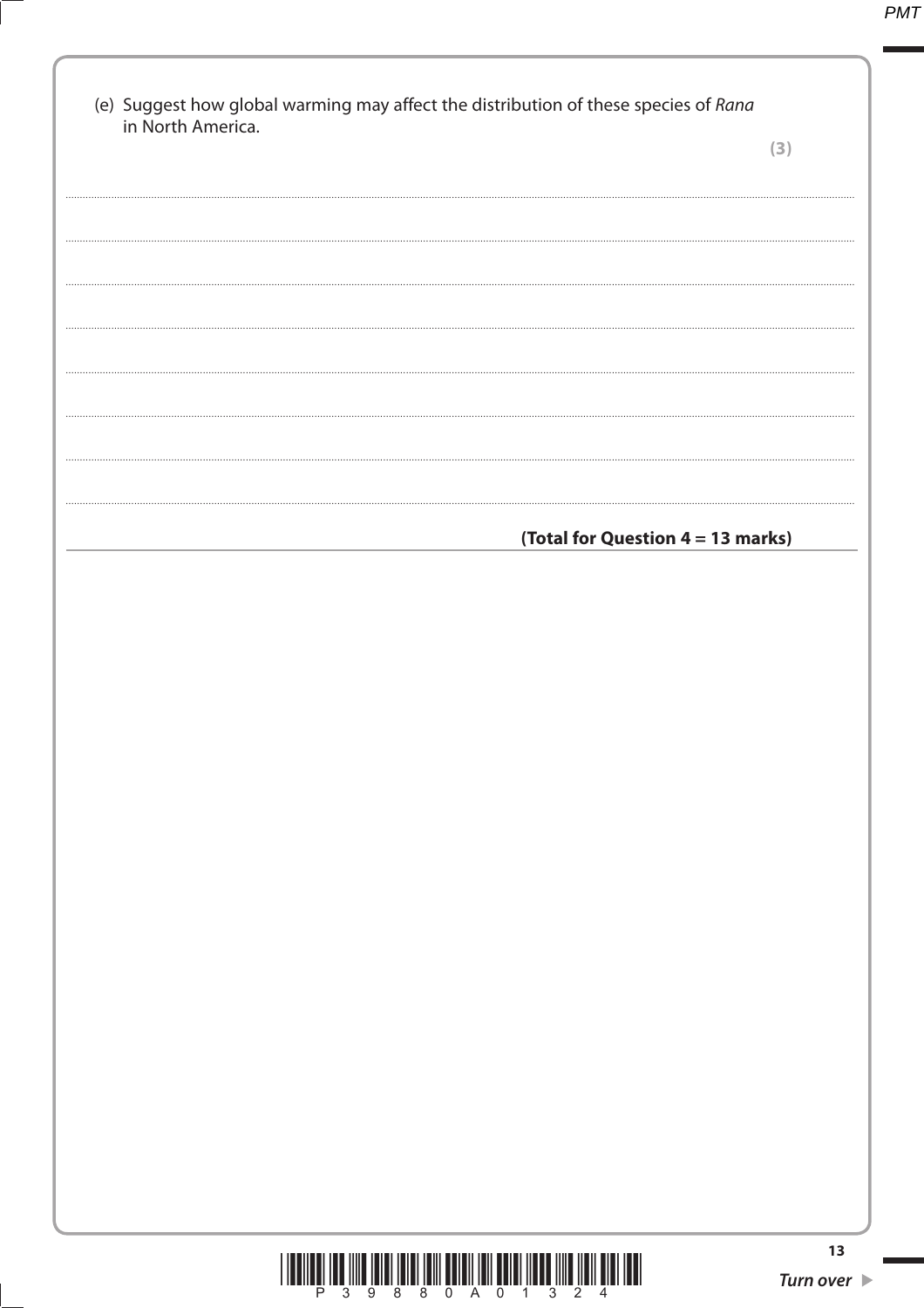(e) Suggest how global warming may affect the distribution of these species of *Rana* in North America.

**(3)**

..............................................................................................................................................

..............................................................................................................................................

..............................................................................................................................................

..............................................................................................................................................

..............................................................................................................................................

..............................................................................................................................................

**(Total for Question 4 = 13 marks)**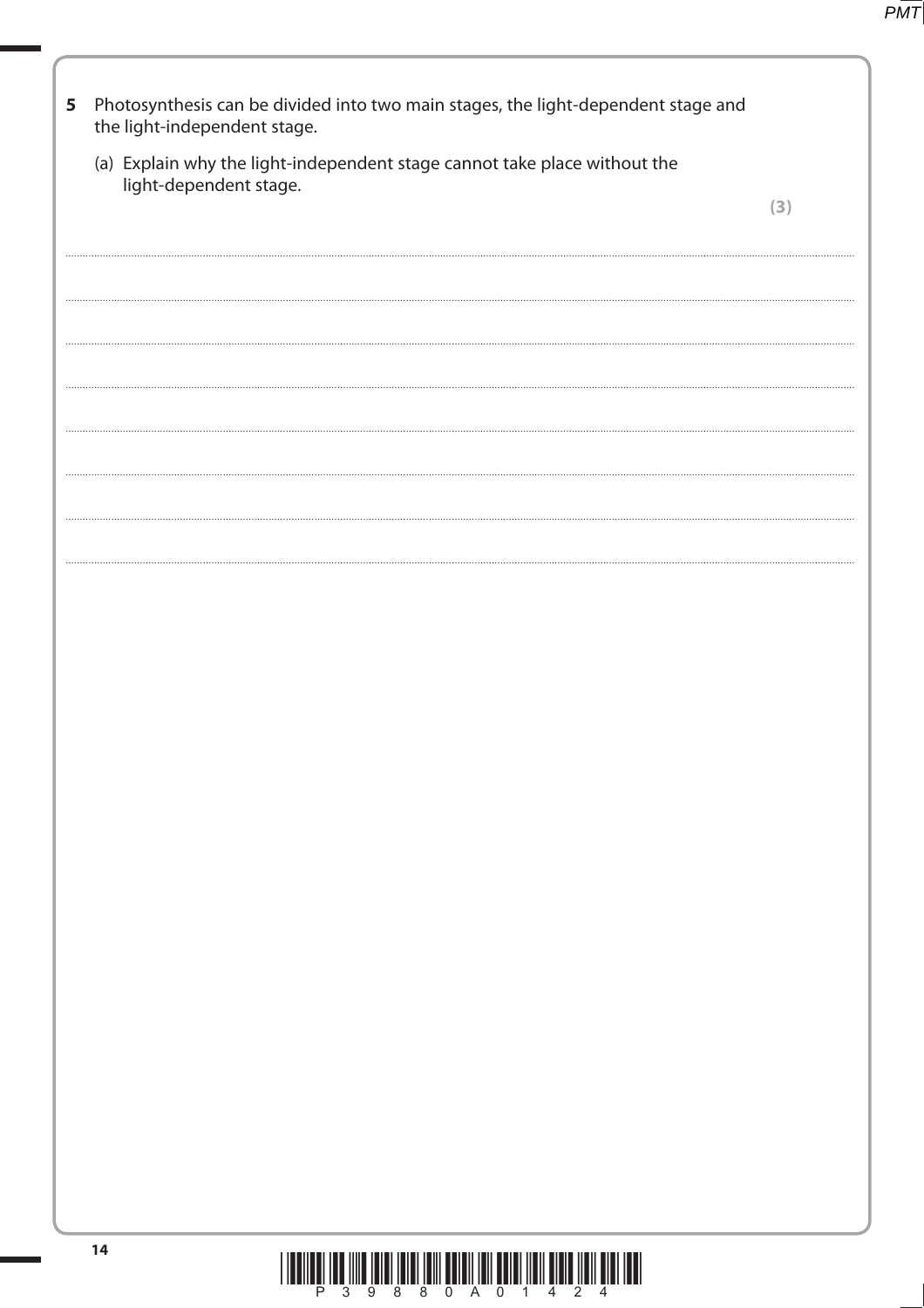**5** Photosynthesis can be divided into two main stages, the light-dependent stage and the light-independent stage.

(a) Explain why the light-independent stage cannot take place without the light-dependent stage.

**(3)**

.......................................................................................................................................................................................................................

.......................................................................................................................................................................................................................

.......................................................................................................................................................................................................................

.......................................................................................................................................................................................................................

.......................................................................................................................................................................................................................

.......................................................................................................................................................................................................................

.......................................................................................................................................................................................................................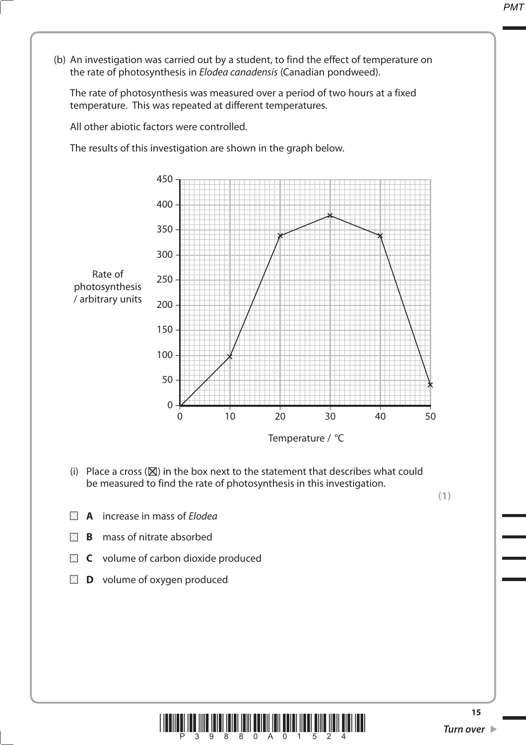(b) An investigation was carried out by a student, to find the effect of temperature on the rate of photosynthesis in *Elodea canadensis* (Canadian pondweed).

The rate of photosynthesis was measured over a period of two hours at a fixed temperature. This was repeated at different temperatures.

All other abiotic factors were controlled.

The results of this investigation are shown in the graph below.

| Temperature / °C | Rate of photosynthesis / arbitrary units |
| --- | --- |
| 0 | 0 |
| 10 | 97 |
| 20 | 338 |
| 30 | 378 |
| 40 | 338 |
| 50 | 41 |

(i) Place a cross (☒) in the box next to the statement that describes what could be measured to find the rate of photosynthesis in this investigation.

**(1)**

☐ **A** increase in mass of *Elodea*

☐ **B** mass of nitrate absorbed

☐ **C** volume of carbon dioxide produced

☐ **D** volume of oxygen produced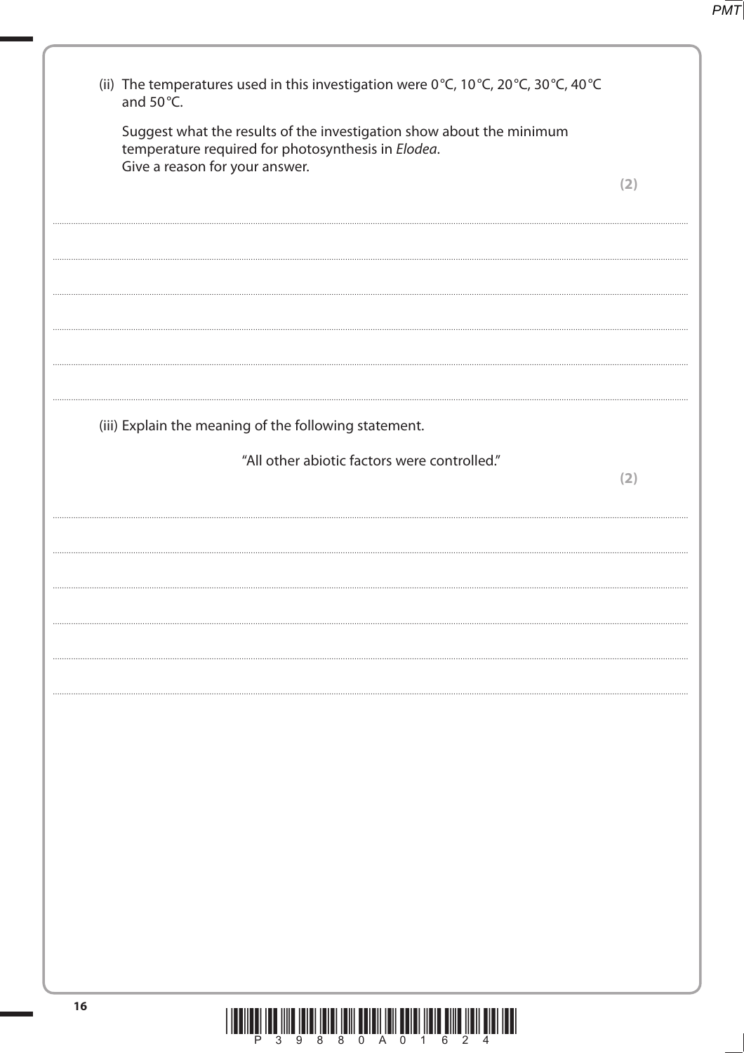(ii) The temperatures used in this investigation were 0 °C, 10 °C, 20 °C, 30 °C, 40 °C and 50 °C.

Suggest what the results of the investigation show about the minimum temperature required for photosynthesis in *Elodea*.
Give a reason for your answer.

**(2)**

(iii) Explain the meaning of the following statement.

"All other abiotic factors were controlled."

**(2)**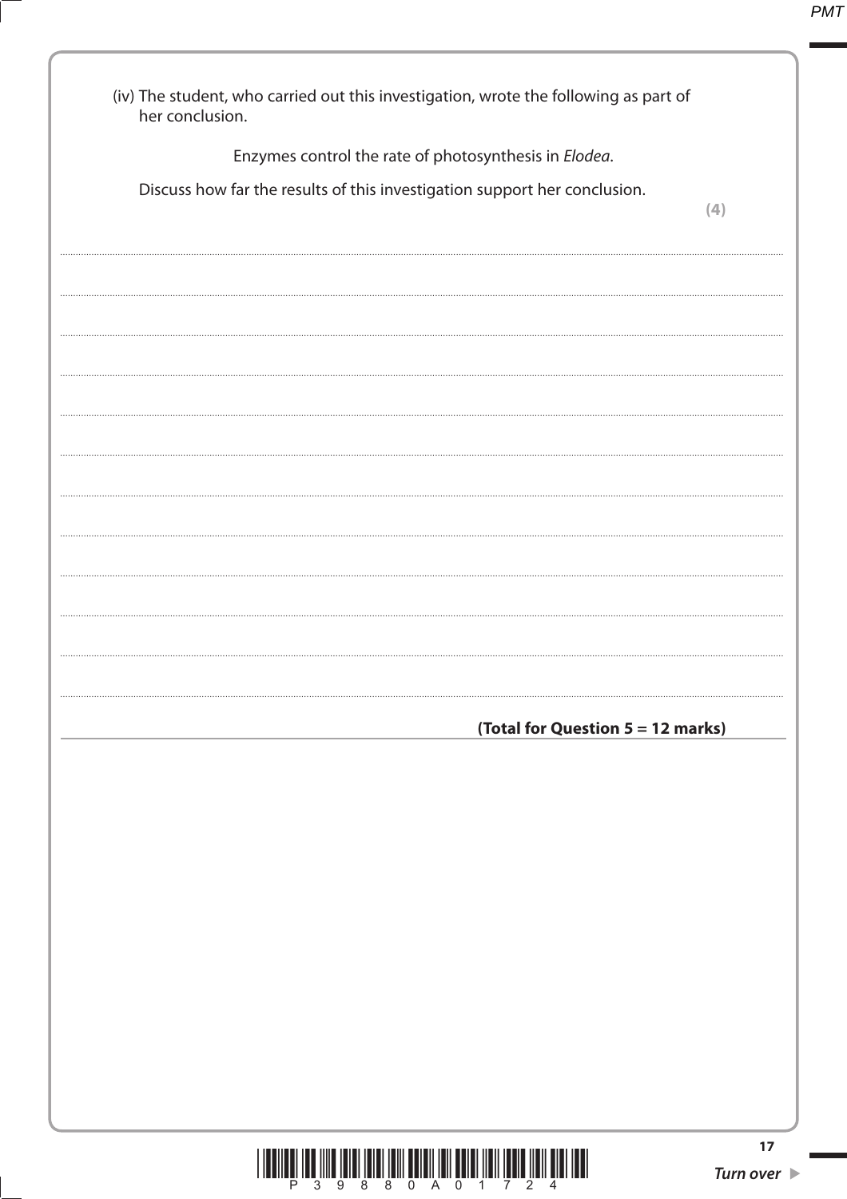(iv) The student, who carried out this investigation, wrote the following as part of her conclusion.

Enzymes control the rate of photosynthesis in *Elodea*.

Discuss how far the results of this investigation support her conclusion.

**(4)**

**(Total for Question 5 = 12 marks)**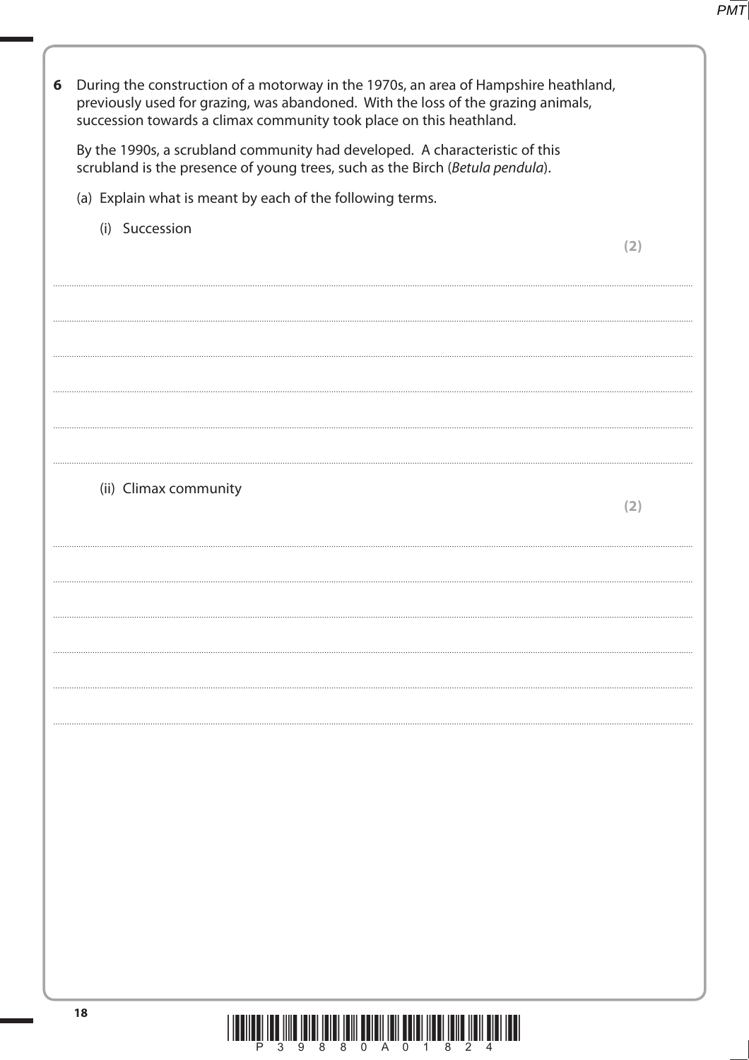**6** During the construction of a motorway in the 1970s, an area of Hampshire heathland, previously used for grazing, was abandoned. With the loss of the grazing animals, succession towards a climax community took place on this heathland.

By the 1990s, a scrubland community had developed. A characteristic of this scrubland is the presence of young trees, such as the Birch (*Betula pendula*).

(a) Explain what is meant by each of the following terms.

(i) Succession

**(2)**

..............................................................................................................................................

..............................................................................................................................................

..............................................................................................................................................

..............................................................................................................................................

..............................................................................................................................................

(ii) Climax community

**(2)**

..............................................................................................................................................

..............................................................................................................................................

..............................................................................................................................................

..............................................................................................................................................

..............................................................................................................................................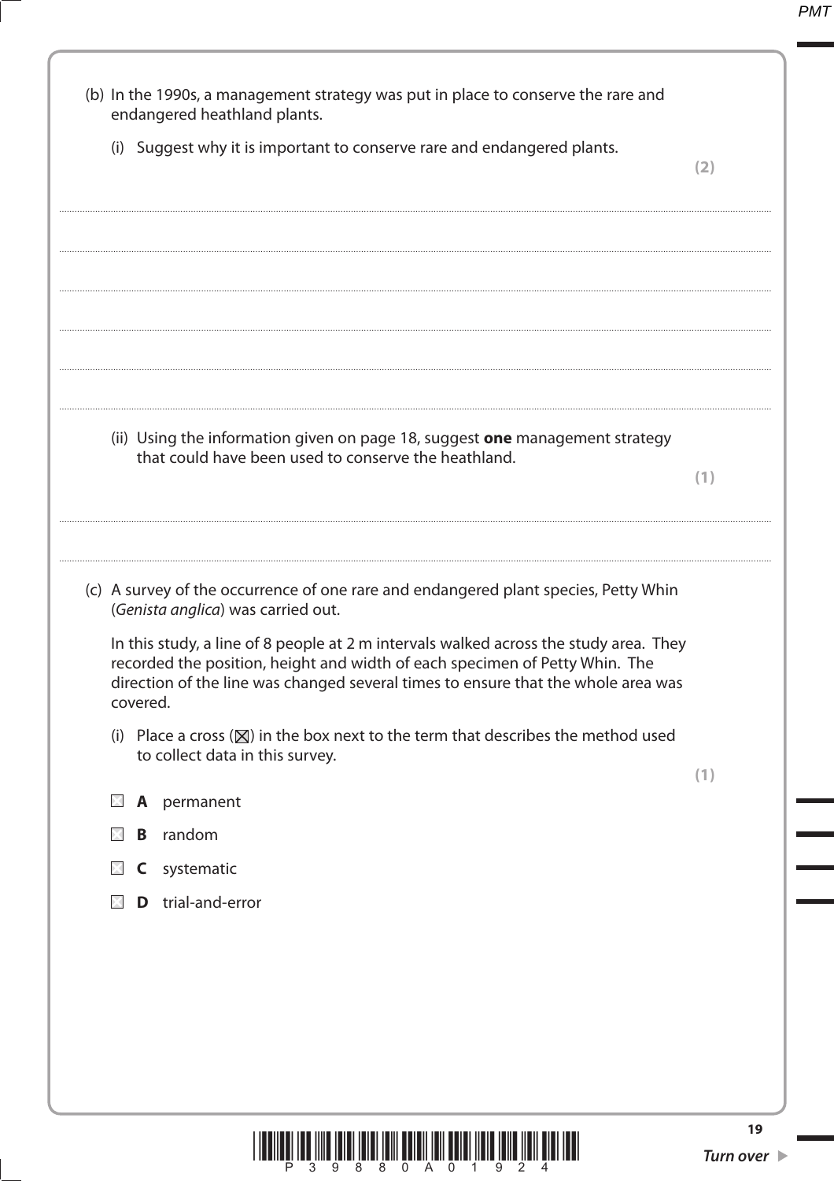(b) In the 1990s, a management strategy was put in place to conserve the rare and endangered heathland plants.

(i) Suggest why it is important to conserve rare and endangered plants.

**(2)**

.......................................................................................................................................................................................

.......................................................................................................................................................................................

.......................................................................................................................................................................................

.......................................................................................................................................................................................

.......................................................................................................................................................................................

.......................................................................................................................................................................................

(ii) Using the information given on page 18, suggest **one** management strategy that could have been used to conserve the heathland.

**(1)**

.......................................................................................................................................................................................

.......................................................................................................................................................................................

(c) A survey of the occurrence of one rare and endangered plant species, Petty Whin (*Genista anglica*) was carried out.

In this study, a line of 8 people at 2 m intervals walked across the study area. They recorded the position, height and width of each specimen of Petty Whin. The direction of the line was changed several times to ensure that the whole area was covered.

(i) Place a cross (☒) in the box next to the term that describes the method used to collect data in this survey.

**(1)**

☐ **A** permanent

☐ **B** random

☐ **C** systematic

☐ **D** trial-and-error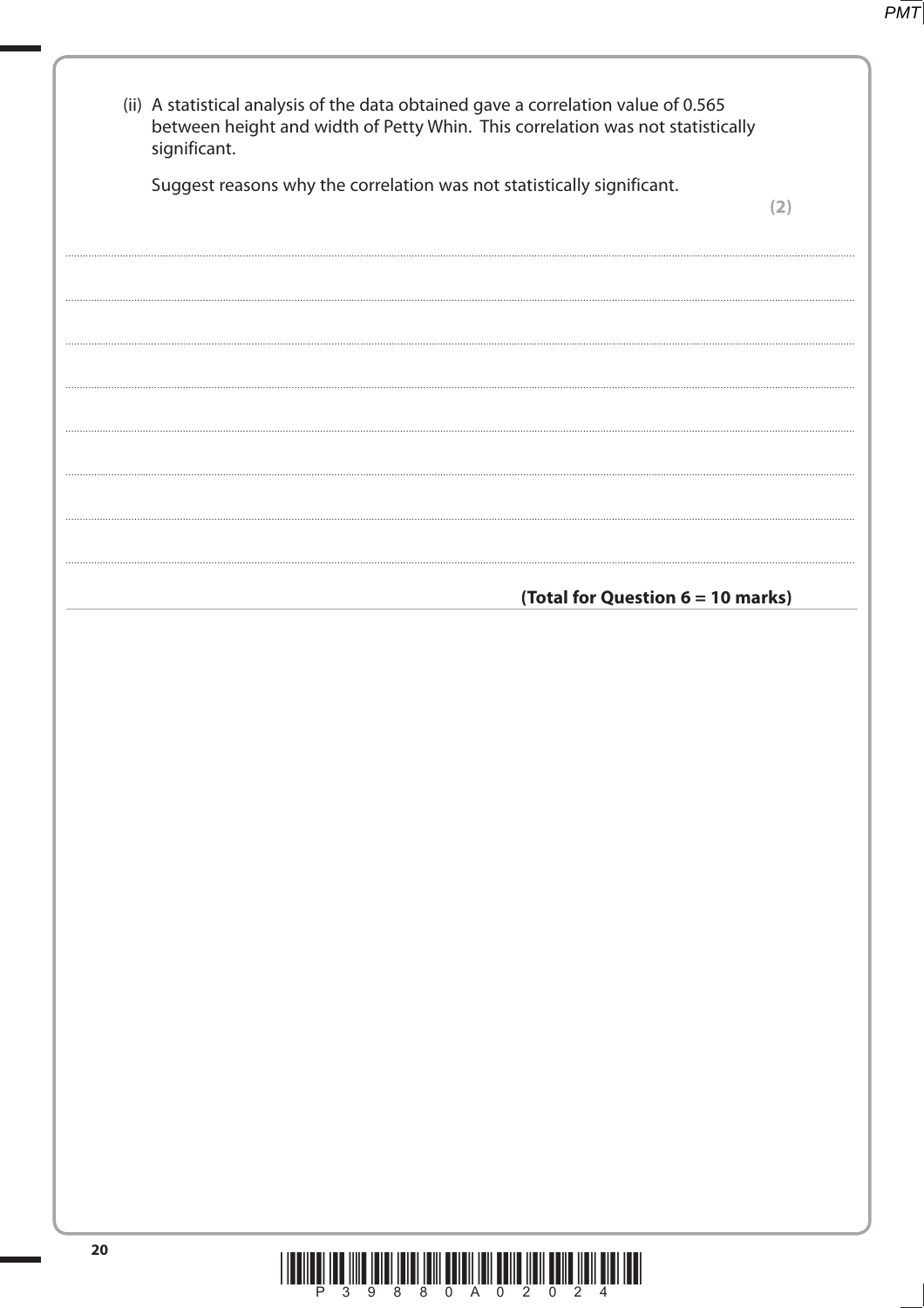(ii) A statistical analysis of the data obtained gave a correlation value of 0.565 between height and width of Petty Whin. This correlation was not statistically significant.

Suggest reasons why the correlation was not statistically significant.

**(2)**

**(Total for Question 6 = 10 marks)**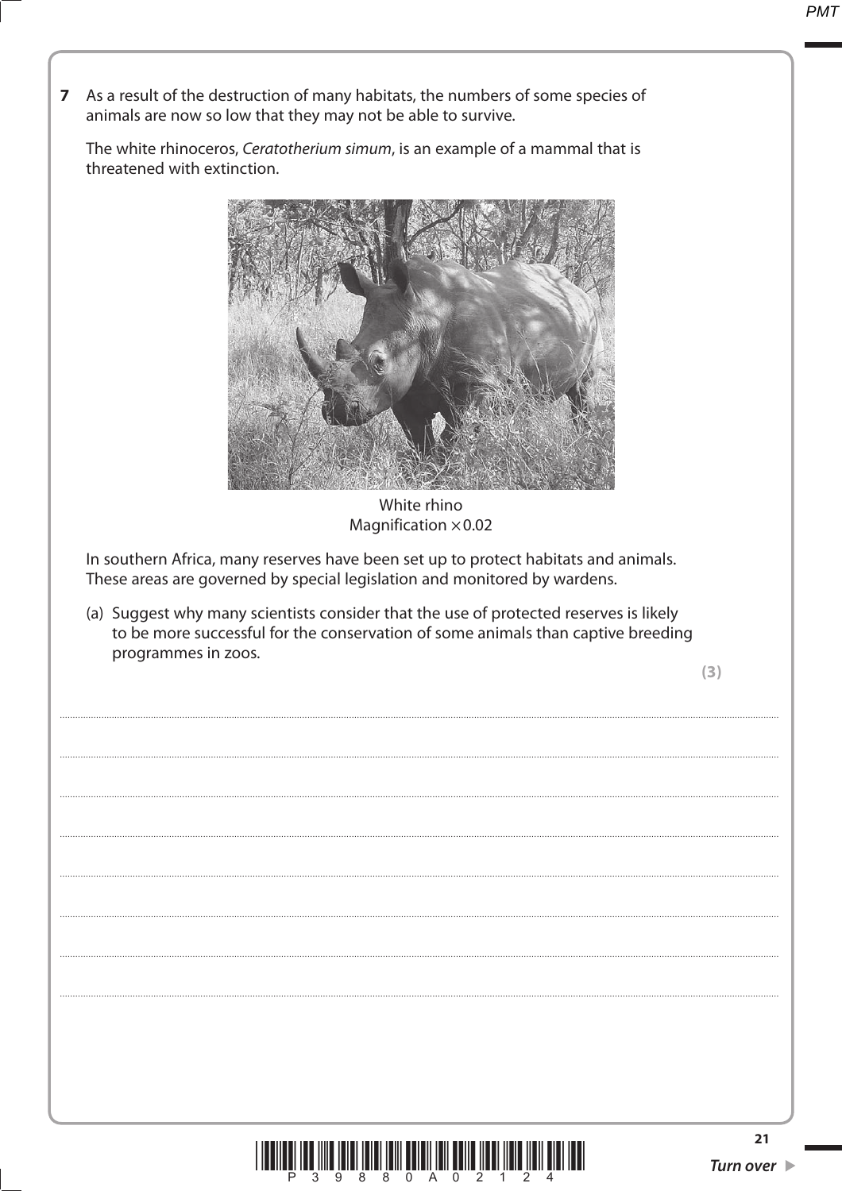**7** As a result of the destruction of many habitats, the numbers of some species of animals are now so low that they may not be able to survive.

The white rhinoceros, *Ceratotherium simum*, is an example of a mammal that is threatened with extinction.

White rhino
Magnification ×0.02

In southern Africa, many reserves have been set up to protect habitats and animals. These areas are governed by special legislation and monitored by wardens.

(a) Suggest why many scientists consider that the use of protected reserves is likely to be more successful for the conservation of some animals than captive breeding programmes in zoos.

**(3)**

..............................................................................................................................................

..............................................................................................................................................

..............................................................................................................................................

..............................................................................................................................................

..............................................................................................................................................

..............................................................................................................................................

..............................................................................................................................................

..............................................................................................................................................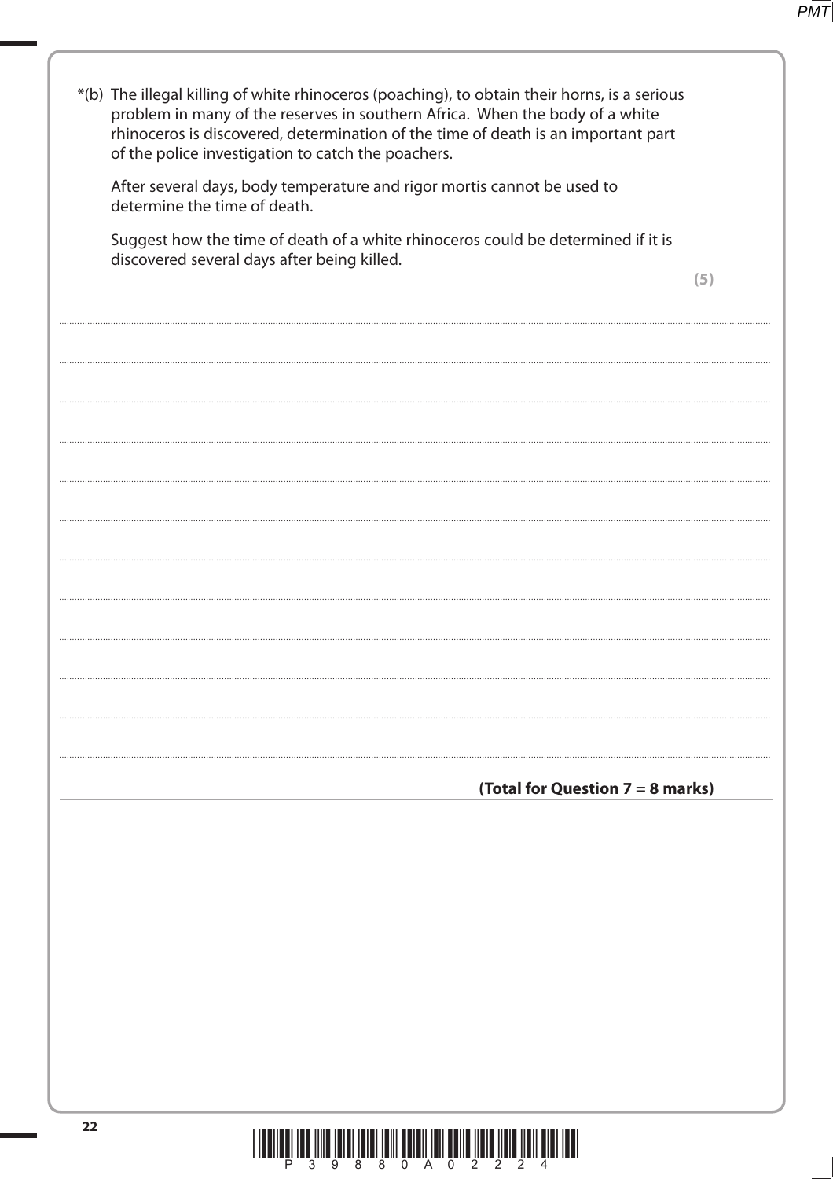*(b) The illegal killing of white rhinoceros (poaching), to obtain their horns, is a serious problem in many of the reserves in southern Africa. When the body of a white rhinoceros is discovered, determination of the time of death is an important part of the police investigation to catch the poachers.

After several days, body temperature and rigor mortis cannot be used to determine the time of death.

Suggest how the time of death of a white rhinoceros could be determined if it is discovered several days after being killed.

**(5)**

**(Total for Question 7 = 8 marks)**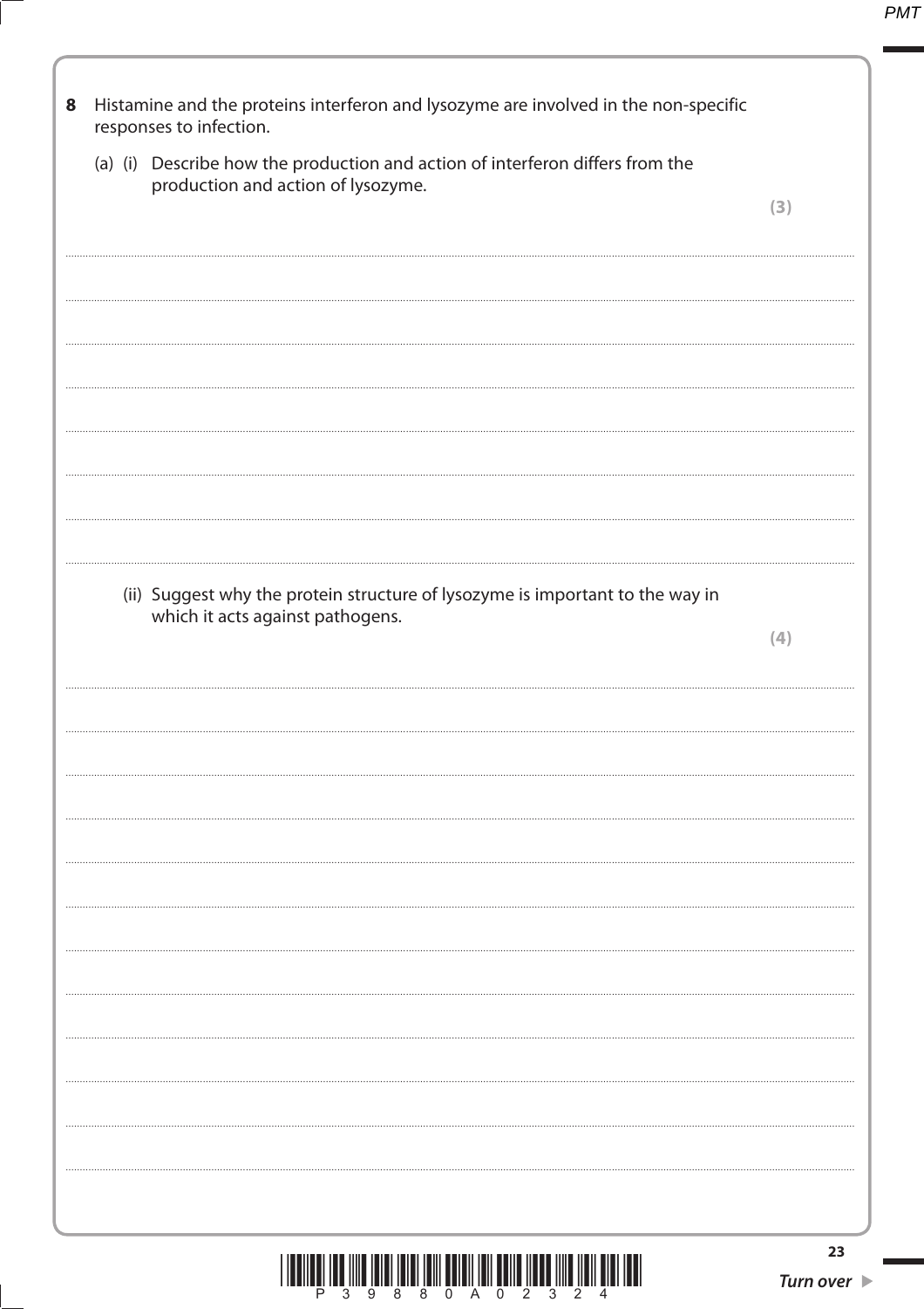**8** Histamine and the proteins interferon and lysozyme are involved in the non-specific responses to infection.

(a) (i) Describe how the production and action of interferon differs from the production and action of lysozyme.

**(3)**

(ii) Suggest why the protein structure of lysozyme is important to the way in which it acts against pathogens.

**(4)**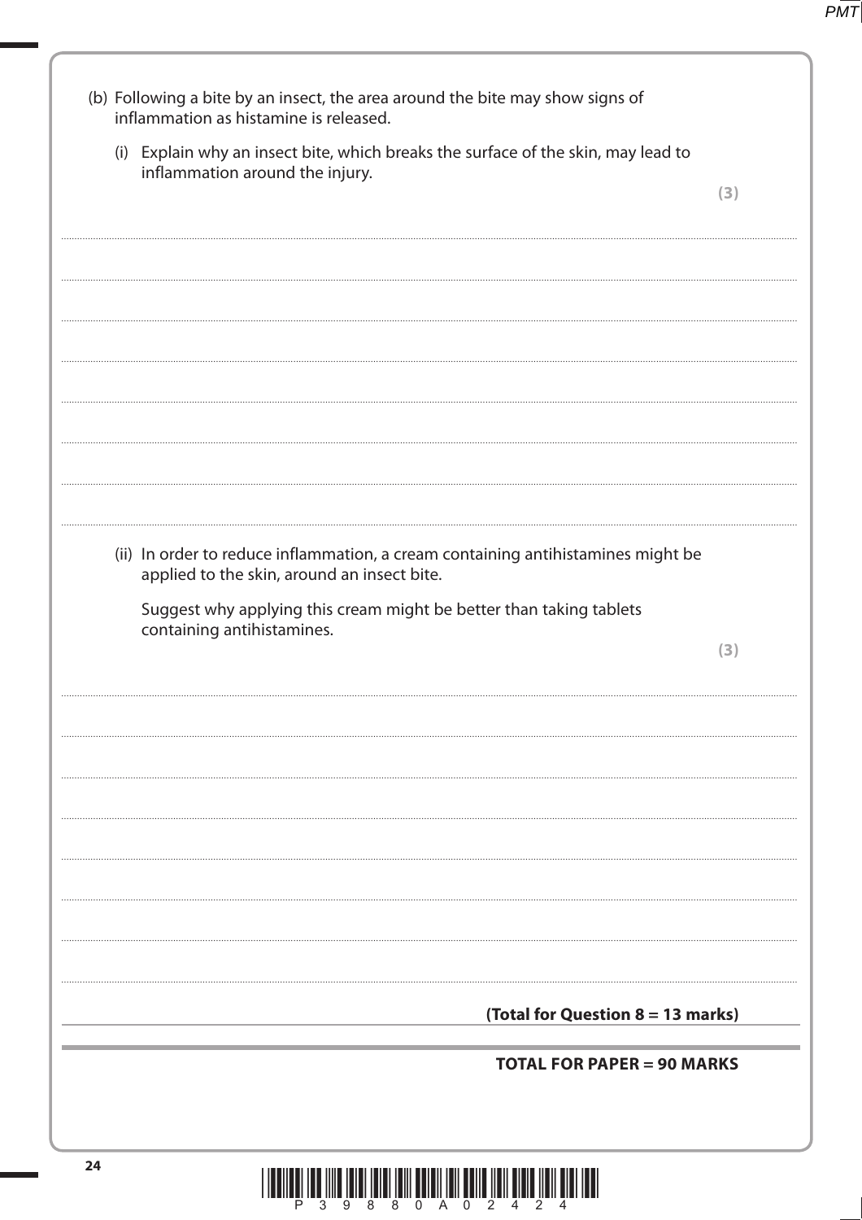(b) Following a bite by an insect, the area around the bite may show signs of inflammation as histamine is released.

(i) Explain why an insect bite, which breaks the surface of the skin, may lead to inflammation around the injury.

**(3)**

..............................................................................................................................................

..............................................................................................................................................

..............................................................................................................................................

..............................................................................................................................................

..............................................................................................................................................

..............................................................................................................................................

..............................................................................................................................................

(ii) In order to reduce inflammation, a cream containing antihistamines might be applied to the skin, around an insect bite.

Suggest why applying this cream might be better than taking tablets containing antihistamines.

**(3)**

..............................................................................................................................................

..............................................................................................................................................

..............................................................................................................................................

..............................................................................................................................................

..............................................................................................................................................

..............................................................................................................................................

..............................................................................................................................................

**(Total for Question 8 = 13 marks)**

**TOTAL FOR PAPER = 90 MARKS**